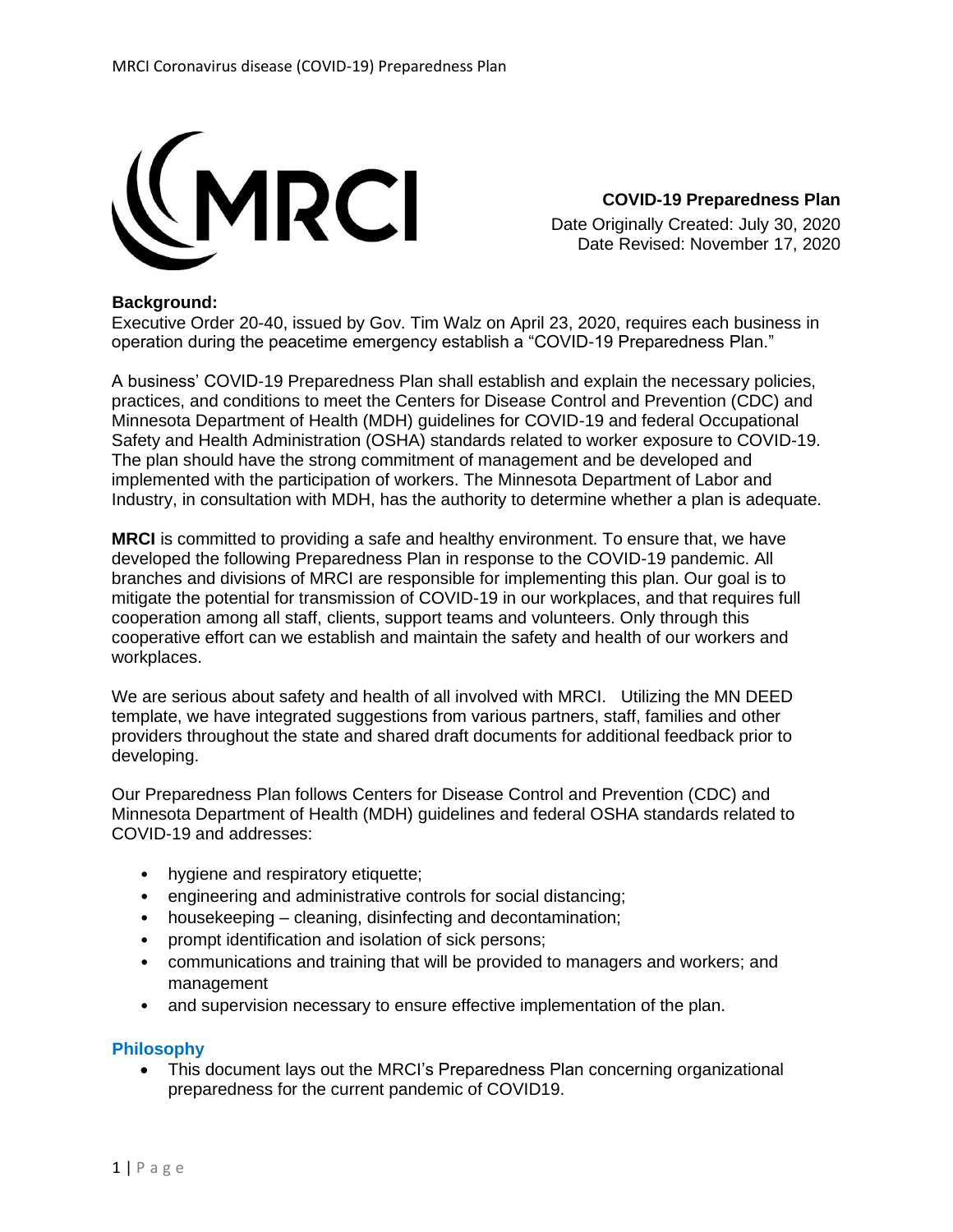**COVID-19 Preparedness Plan**

Date Originally Created: July 30, 2020
Date Revised: November 17, 2020

**Background:**

Executive Order 20-40, issued by Gov. Tim Walz on April 23, 2020, requires each business in operation during the peacetime emergency establish a "COVID-19 Preparedness Plan."

A business' COVID-19 Preparedness Plan shall establish and explain the necessary policies, practices, and conditions to meet the Centers for Disease Control and Prevention (CDC) and Minnesota Department of Health (MDH) guidelines for COVID-19 and federal Occupational Safety and Health Administration (OSHA) standards related to worker exposure to COVID-19. The plan should have the strong commitment of management and be developed and implemented with the participation of workers. The Minnesota Department of Labor and Industry, in consultation with MDH, has the authority to determine whether a plan is adequate.

**MRCI** is committed to providing a safe and healthy environment. To ensure that, we have developed the following Preparedness Plan in response to the COVID-19 pandemic. All branches and divisions of MRCI are responsible for implementing this plan. Our goal is to mitigate the potential for transmission of COVID-19 in our workplaces, and that requires full cooperation among all staff, clients, support teams and volunteers. Only through this cooperative effort can we establish and maintain the safety and health of our workers and workplaces.

We are serious about safety and health of all involved with MRCI. Utilizing the MN DEED template, we have integrated suggestions from various partners, staff, families and other providers throughout the state and shared draft documents for additional feedback prior to developing.

Our Preparedness Plan follows Centers for Disease Control and Prevention (CDC) and Minnesota Department of Health (MDH) guidelines and federal OSHA standards related to COVID-19 and addresses:

- hygiene and respiratory etiquette;
- engineering and administrative controls for social distancing;
- housekeeping – cleaning, disinfecting and decontamination;
- prompt identification and isolation of sick persons;
- communications and training that will be provided to managers and workers; and management
- and supervision necessary to ensure effective implementation of the plan.

## Philosophy

- This document lays out the MRCI's Preparedness Plan concerning organizational preparedness for the current pandemic of COVID19.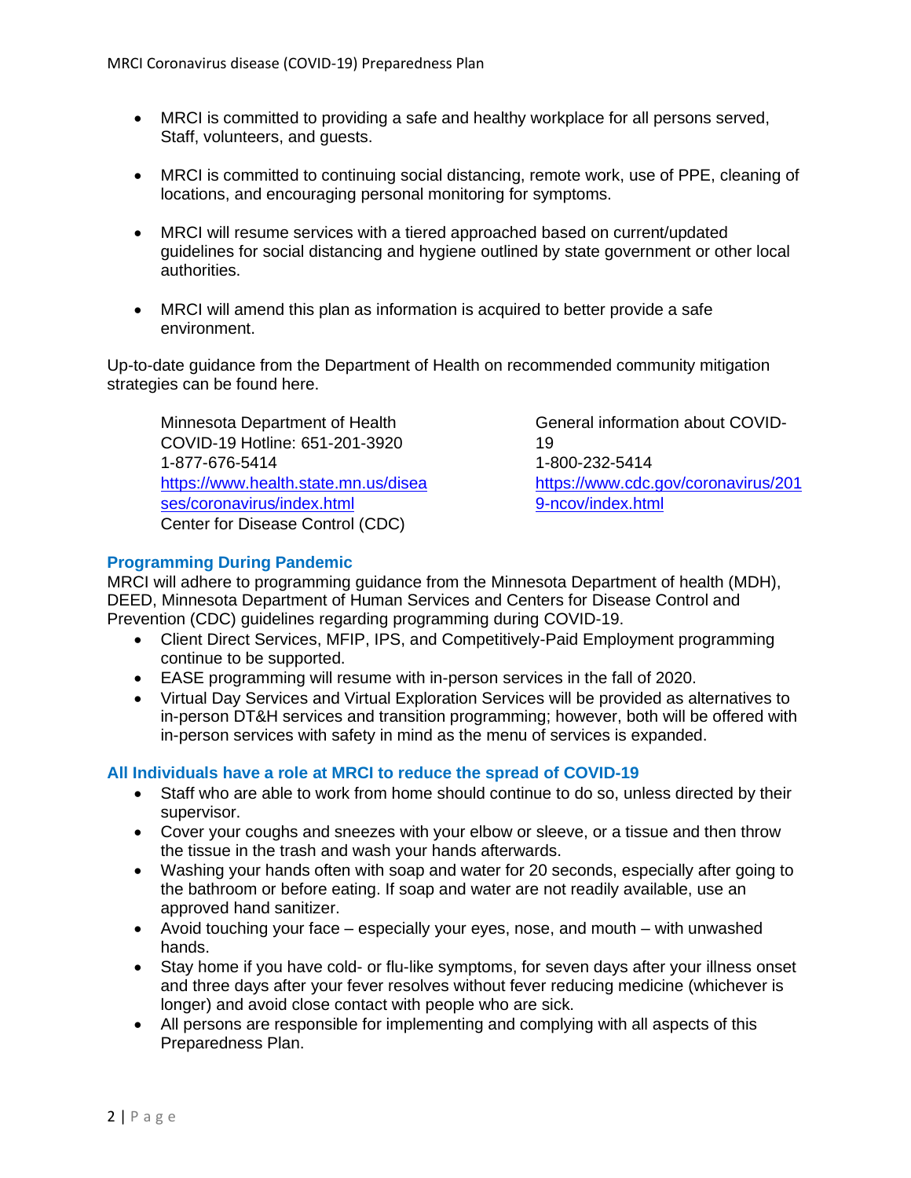- MRCI is committed to providing a safe and healthy workplace for all persons served, Staff, volunteers, and guests.
- MRCI is committed to continuing social distancing, remote work, use of PPE, cleaning of locations, and encouraging personal monitoring for symptoms.
- MRCI will resume services with a tiered approached based on current/updated guidelines for social distancing and hygiene outlined by state government or other local authorities.
- MRCI will amend this plan as information is acquired to better provide a safe environment.

Up-to-date guidance from the Department of Health on recommended community mitigation strategies can be found here.

Minnesota Department of Health
COVID-19 Hotline: 651-201-3920
1-877-676-5414
https://www.health.state.mn.us/diseases/coronavirus/index.html
Center for Disease Control (CDC)

General information about COVID-19
1-800-232-5414
https://www.cdc.gov/coronavirus/2019-ncov/index.html

### Programming During Pandemic

MRCI will adhere to programming guidance from the Minnesota Department of health (MDH), DEED, Minnesota Department of Human Services and Centers for Disease Control and Prevention (CDC) guidelines regarding programming during COVID-19.

- Client Direct Services, MFIP, IPS, and Competitively-Paid Employment programming continue to be supported.
- EASE programming will resume with in-person services in the fall of 2020.
- Virtual Day Services and Virtual Exploration Services will be provided as alternatives to in-person DT&H services and transition programming; however, both will be offered with in-person services with safety in mind as the menu of services is expanded.

### All Individuals have a role at MRCI to reduce the spread of COVID-19

- Staff who are able to work from home should continue to do so, unless directed by their supervisor.
- Cover your coughs and sneezes with your elbow or sleeve, or a tissue and then throw the tissue in the trash and wash your hands afterwards.
- Washing your hands often with soap and water for 20 seconds, especially after going to the bathroom or before eating. If soap and water are not readily available, use an approved hand sanitizer.
- Avoid touching your face – especially your eyes, nose, and mouth – with unwashed hands.
- Stay home if you have cold- or flu-like symptoms, for seven days after your illness onset and three days after your fever resolves without fever reducing medicine (whichever is longer) and avoid close contact with people who are sick.
- All persons are responsible for implementing and complying with all aspects of this Preparedness Plan.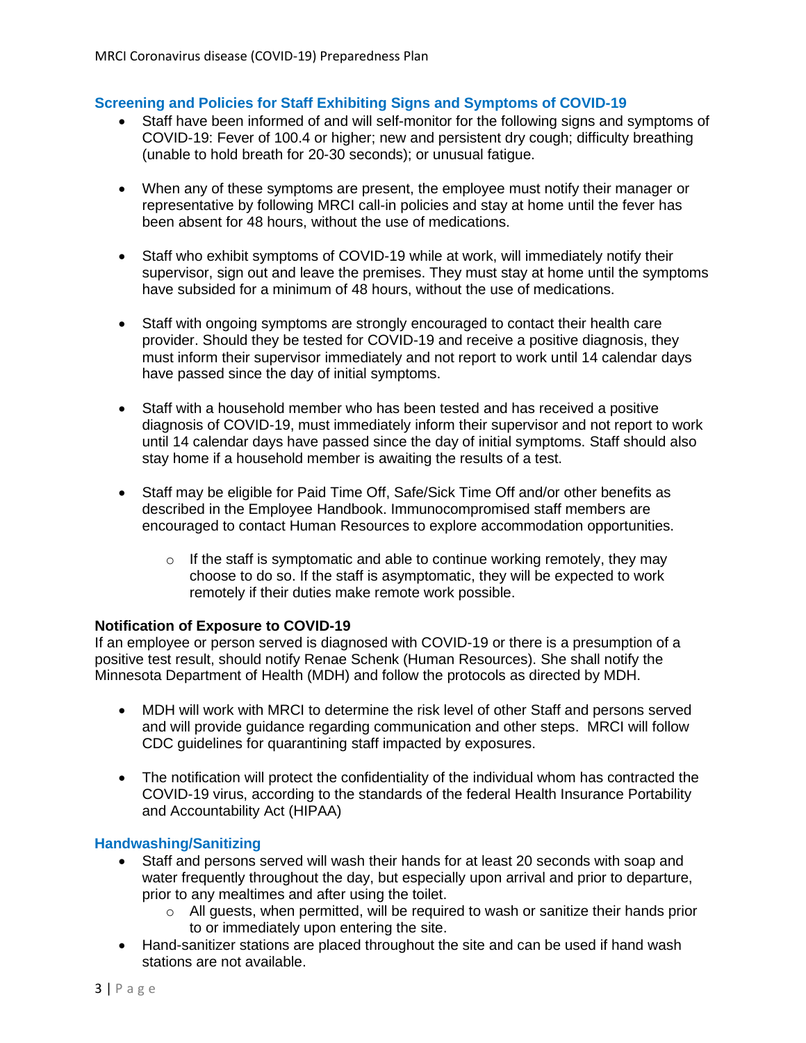## Screening and Policies for Staff Exhibiting Signs and Symptoms of COVID-19

- Staff have been informed of and will self-monitor for the following signs and symptoms of COVID-19: Fever of 100.4 or higher; new and persistent dry cough; difficulty breathing (unable to hold breath for 20-30 seconds); or unusual fatigue.

- When any of these symptoms are present, the employee must notify their manager or representative by following MRCI call-in policies and stay at home until the fever has been absent for 48 hours, without the use of medications.

- Staff who exhibit symptoms of COVID-19 while at work, will immediately notify their supervisor, sign out and leave the premises. They must stay at home until the symptoms have subsided for a minimum of 48 hours, without the use of medications.

- Staff with ongoing symptoms are strongly encouraged to contact their health care provider. Should they be tested for COVID-19 and receive a positive diagnosis, they must inform their supervisor immediately and not report to work until 14 calendar days have passed since the day of initial symptoms.

- Staff with a household member who has been tested and has received a positive diagnosis of COVID-19, must immediately inform their supervisor and not report to work until 14 calendar days have passed since the day of initial symptoms. Staff should also stay home if a household member is awaiting the results of a test.

- Staff may be eligible for Paid Time Off, Safe/Sick Time Off and/or other benefits as described in the Employee Handbook. Immunocompromised staff members are encouraged to contact Human Resources to explore accommodation opportunities.

  - If the staff is symptomatic and able to continue working remotely, they may choose to do so. If the staff is asymptomatic, they will be expected to work remotely if their duties make remote work possible.

**Notification of Exposure to COVID-19**

If an employee or person served is diagnosed with COVID-19 or there is a presumption of a positive test result, should notify Renae Schenk (Human Resources). She shall notify the Minnesota Department of Health (MDH) and follow the protocols as directed by MDH.

- MDH will work with MRCI to determine the risk level of other Staff and persons served and will provide guidance regarding communication and other steps. MRCI will follow CDC guidelines for quarantining staff impacted by exposures.

- The notification will protect the confidentiality of the individual whom has contracted the COVID-19 virus, according to the standards of the federal Health Insurance Portability and Accountability Act (HIPAA)

## Handwashing/Sanitizing

- Staff and persons served will wash their hands for at least 20 seconds with soap and water frequently throughout the day, but especially upon arrival and prior to departure, prior to any mealtimes and after using the toilet.
  - All guests, when permitted, will be required to wash or sanitize their hands prior to or immediately upon entering the site.
- Hand-sanitizer stations are placed throughout the site and can be used if hand wash stations are not available.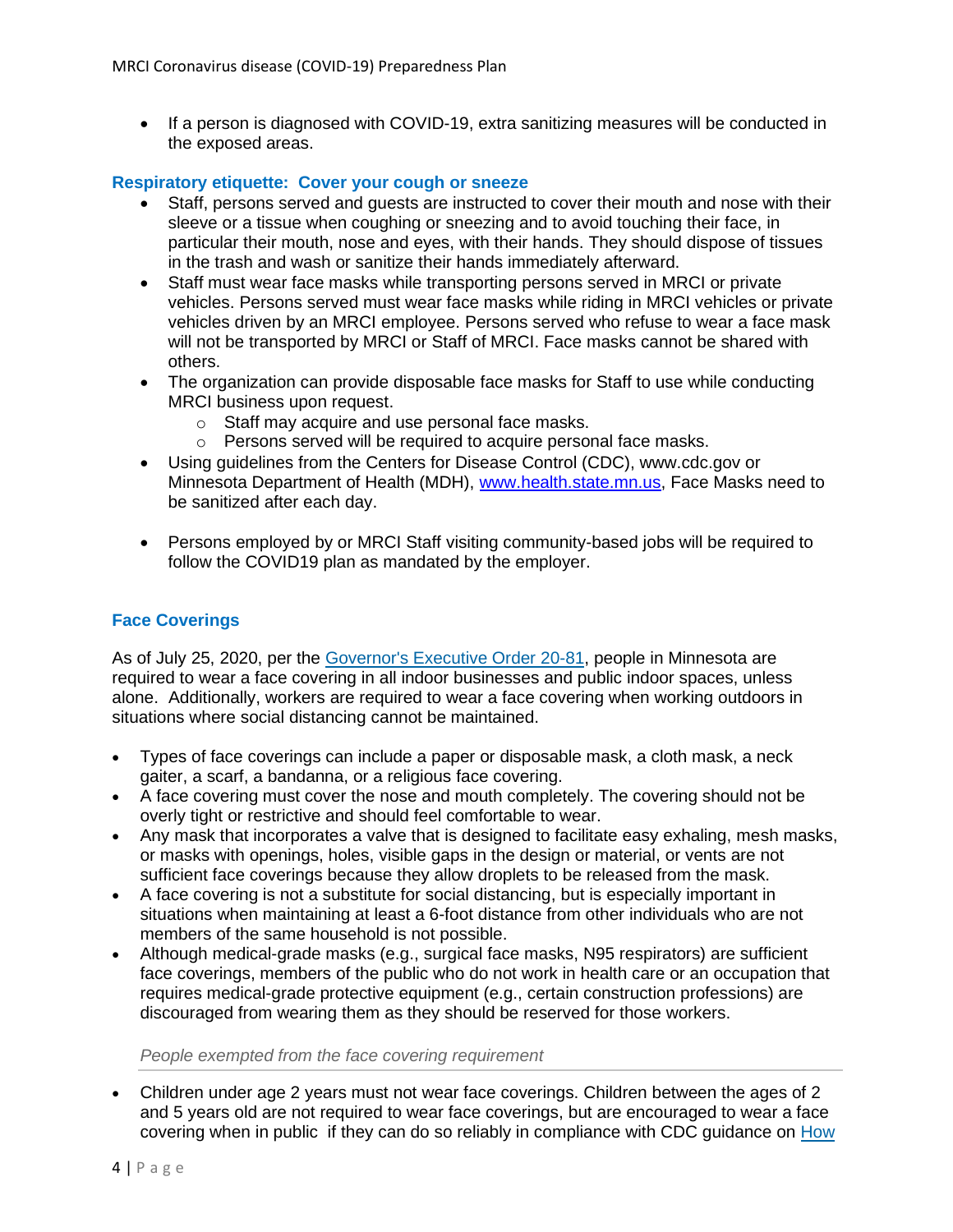- If a person is diagnosed with COVID-19, extra sanitizing measures will be conducted in the exposed areas.

### Respiratory etiquette: Cover your cough or sneeze

- Staff, persons served and guests are instructed to cover their mouth and nose with their sleeve or a tissue when coughing or sneezing and to avoid touching their face, in particular their mouth, nose and eyes, with their hands. They should dispose of tissues in the trash and wash or sanitize their hands immediately afterward.
- Staff must wear face masks while transporting persons served in MRCI or private vehicles. Persons served must wear face masks while riding in MRCI vehicles or private vehicles driven by an MRCI employee. Persons served who refuse to wear a face mask will not be transported by MRCI or Staff of MRCI. Face masks cannot be shared with others.
- The organization can provide disposable face masks for Staff to use while conducting MRCI business upon request.
  - Staff may acquire and use personal face masks.
  - Persons served will be required to acquire personal face masks.
- Using guidelines from the Centers for Disease Control (CDC), www.cdc.gov or Minnesota Department of Health (MDH), [www.health.state.mn.us](www.health.state.mn.us), Face Masks need to be sanitized after each day.

- Persons employed by or MRCI Staff visiting community-based jobs will be required to follow the COVID19 plan as mandated by the employer.

### Face Coverings

As of July 25, 2020, per the [Governor's Executive Order 20-81](), people in Minnesota are required to wear a face covering in all indoor businesses and public indoor spaces, unless alone. Additionally, workers are required to wear a face covering when working outdoors in situations where social distancing cannot be maintained.

- Types of face coverings can include a paper or disposable mask, a cloth mask, a neck gaiter, a scarf, a bandanna, or a religious face covering.
- A face covering must cover the nose and mouth completely. The covering should not be overly tight or restrictive and should feel comfortable to wear.
- Any mask that incorporates a valve that is designed to facilitate easy exhaling, mesh masks, or masks with openings, holes, visible gaps in the design or material, or vents are not sufficient face coverings because they allow droplets to be released from the mask.
- A face covering is not a substitute for social distancing, but is especially important in situations when maintaining at least a 6-foot distance from other individuals who are not members of the same household is not possible.
- Although medical-grade masks (e.g., surgical face masks, N95 respirators) are sufficient face coverings, members of the public who do not work in health care or an occupation that requires medical-grade protective equipment (e.g., certain construction professions) are discouraged from wearing them as they should be reserved for those workers.

*People exempted from the face covering requirement*

- Children under age 2 years must not wear face coverings. Children between the ages of 2 and 5 years old are not required to wear face coverings, but are encouraged to wear a face covering when in public if they can do so reliably in compliance with CDC guidance on [How]()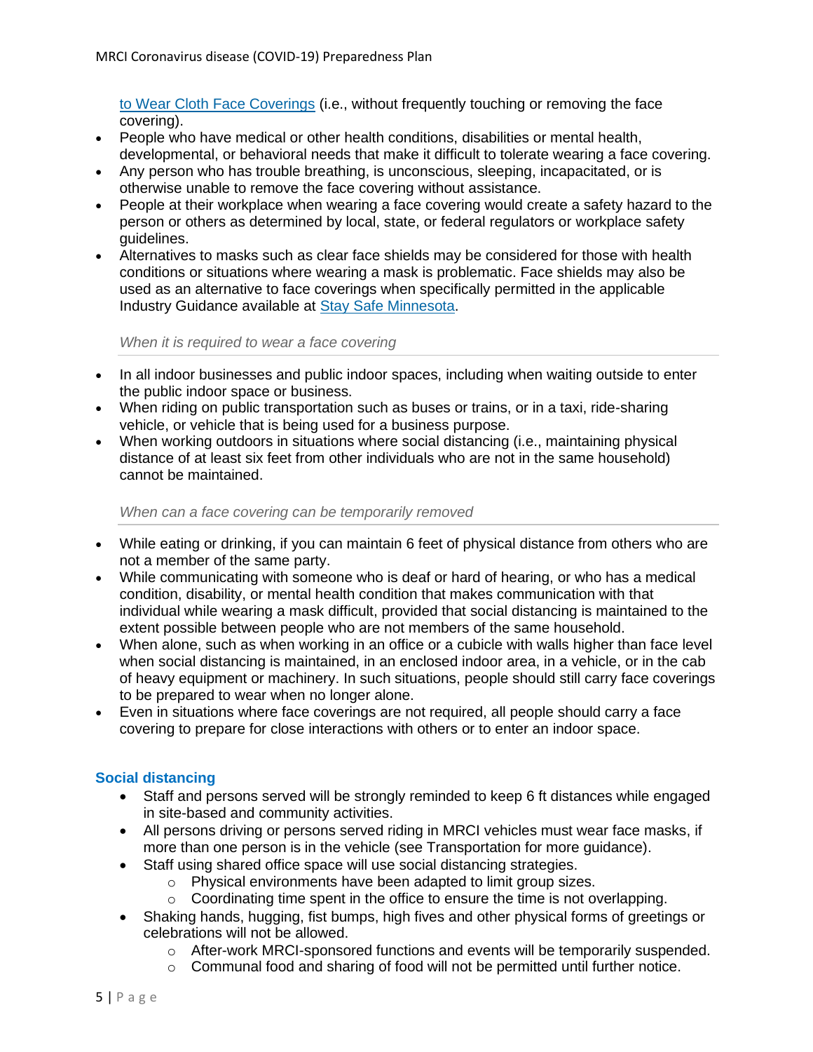to Wear Cloth Face Coverings (i.e., without frequently touching or removing the face covering).

- People who have medical or other health conditions, disabilities or mental health, developmental, or behavioral needs that make it difficult to tolerate wearing a face covering.
- Any person who has trouble breathing, is unconscious, sleeping, incapacitated, or is otherwise unable to remove the face covering without assistance.
- People at their workplace when wearing a face covering would create a safety hazard to the person or others as determined by local, state, or federal regulators or workplace safety guidelines.
- Alternatives to masks such as clear face shields may be considered for those with health conditions or situations where wearing a mask is problematic. Face shields may also be used as an alternative to face coverings when specifically permitted in the applicable Industry Guidance available at Stay Safe Minnesota.

*When it is required to wear a face covering*

- In all indoor businesses and public indoor spaces, including when waiting outside to enter the public indoor space or business.
- When riding on public transportation such as buses or trains, or in a taxi, ride-sharing vehicle, or vehicle that is being used for a business purpose.
- When working outdoors in situations where social distancing (i.e., maintaining physical distance of at least six feet from other individuals who are not in the same household) cannot be maintained.

*When can a face covering can be temporarily removed*

- While eating or drinking, if you can maintain 6 feet of physical distance from others who are not a member of the same party.
- While communicating with someone who is deaf or hard of hearing, or who has a medical condition, disability, or mental health condition that makes communication with that individual while wearing a mask difficult, provided that social distancing is maintained to the extent possible between people who are not members of the same household.
- When alone, such as when working in an office or a cubicle with walls higher than face level when social distancing is maintained, in an enclosed indoor area, in a vehicle, or in the cab of heavy equipment or machinery. In such situations, people should still carry face coverings to be prepared to wear when no longer alone.
- Even in situations where face coverings are not required, all people should carry a face covering to prepare for close interactions with others or to enter an indoor space.

## Social distancing

- Staff and persons served will be strongly reminded to keep 6 ft distances while engaged in site-based and community activities.
- All persons driving or persons served riding in MRCI vehicles must wear face masks, if more than one person is in the vehicle (see Transportation for more guidance).
- Staff using shared office space will use social distancing strategies.
  - Physical environments have been adapted to limit group sizes.
  - Coordinating time spent in the office to ensure the time is not overlapping.
- Shaking hands, hugging, fist bumps, high fives and other physical forms of greetings or celebrations will not be allowed.
  - After-work MRCI-sponsored functions and events will be temporarily suspended.
  - Communal food and sharing of food will not be permitted until further notice.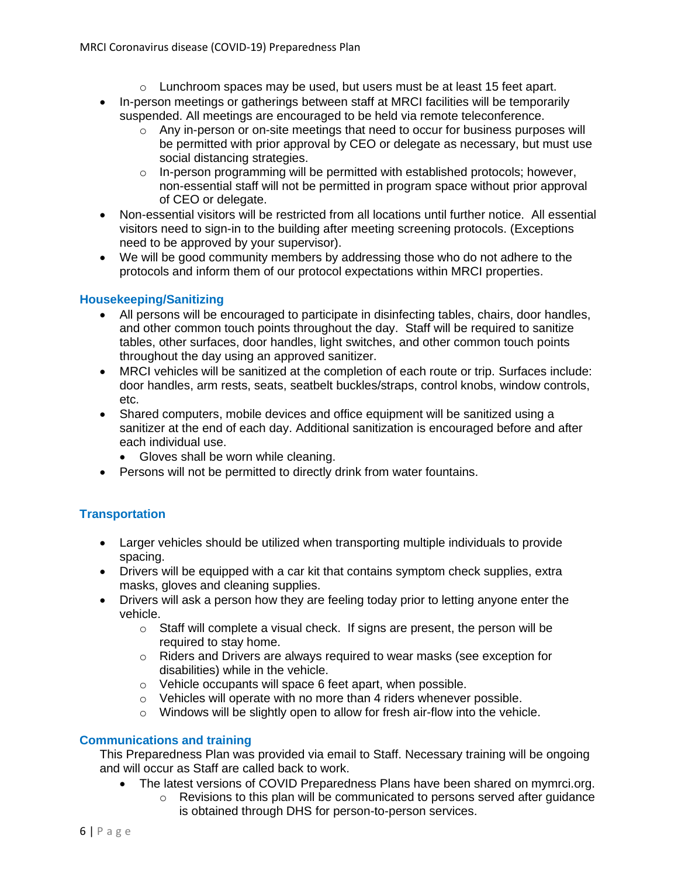- Lunchroom spaces may be used, but users must be at least 15 feet apart.
- In-person meetings or gatherings between staff at MRCI facilities will be temporarily suspended. All meetings are encouraged to be held via remote teleconference.
    - Any in-person or on-site meetings that need to occur for business purposes will be permitted with prior approval by CEO or delegate as necessary, but must use social distancing strategies.
    - In-person programming will be permitted with established protocols; however, non-essential staff will not be permitted in program space without prior approval of CEO or delegate.
- Non-essential visitors will be restricted from all locations until further notice. All essential visitors need to sign-in to the building after meeting screening protocols. (Exceptions need to be approved by your supervisor).
- We will be good community members by addressing those who do not adhere to the protocols and inform them of our protocol expectations within MRCI properties.

## Housekeeping/Sanitizing

- All persons will be encouraged to participate in disinfecting tables, chairs, door handles, and other common touch points throughout the day. Staff will be required to sanitize tables, other surfaces, door handles, light switches, and other common touch points throughout the day using an approved sanitizer.
- MRCI vehicles will be sanitized at the completion of each route or trip. Surfaces include: door handles, arm rests, seats, seatbelt buckles/straps, control knobs, window controls, etc.
- Shared computers, mobile devices and office equipment will be sanitized using a sanitizer at the end of each day. Additional sanitization is encouraged before and after each individual use.
    - Gloves shall be worn while cleaning.
- Persons will not be permitted to directly drink from water fountains.

## Transportation

- Larger vehicles should be utilized when transporting multiple individuals to provide spacing.
- Drivers will be equipped with a car kit that contains symptom check supplies, extra masks, gloves and cleaning supplies.
- Drivers will ask a person how they are feeling today prior to letting anyone enter the vehicle.
    - Staff will complete a visual check. If signs are present, the person will be required to stay home.
    - Riders and Drivers are always required to wear masks (see exception for disabilities) while in the vehicle.
    - Vehicle occupants will space 6 feet apart, when possible.
    - Vehicles will operate with no more than 4 riders whenever possible.
    - Windows will be slightly open to allow for fresh air-flow into the vehicle.

## Communications and training

This Preparedness Plan was provided via email to Staff. Necessary training will be ongoing and will occur as Staff are called back to work.

- The latest versions of COVID Preparedness Plans have been shared on mymrci.org.
    - Revisions to this plan will be communicated to persons served after guidance is obtained through DHS for person-to-person services.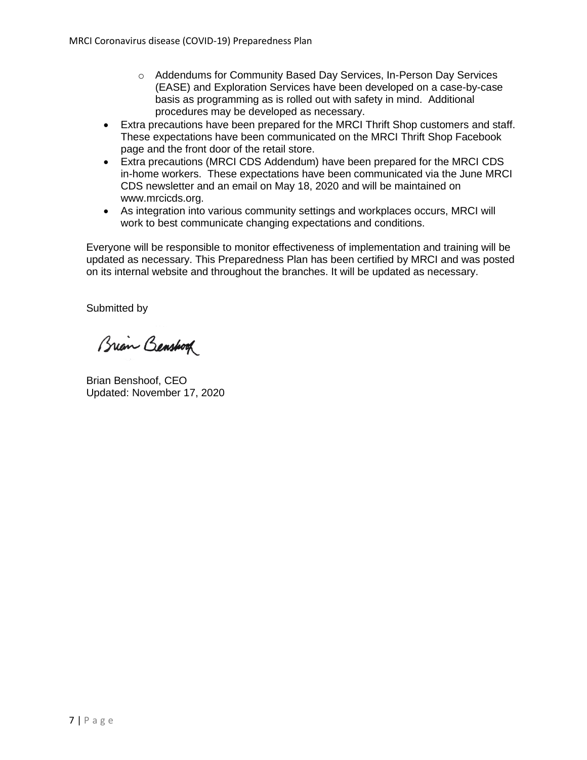- Addendums for Community Based Day Services, In-Person Day Services (EASE) and Exploration Services have been developed on a case-by-case basis as programming as is rolled out with safety in mind. Additional procedures may be developed as necessary.

- Extra precautions have been prepared for the MRCI Thrift Shop customers and staff. These expectations have been communicated on the MRCI Thrift Shop Facebook page and the front door of the retail store.
- Extra precautions (MRCI CDS Addendum) have been prepared for the MRCI CDS in-home workers. These expectations have been communicated via the June MRCI CDS newsletter and an email on May 18, 2020 and will be maintained on www.mrcicds.org.
- As integration into various community settings and workplaces occurs, MRCI will work to best communicate changing expectations and conditions.

Everyone will be responsible to monitor effectiveness of implementation and training will be updated as necessary. This Preparedness Plan has been certified by MRCI and was posted on its internal website and throughout the branches. It will be updated as necessary.

Submitted by

Brian Benshoof

Brian Benshoof, CEO
Updated: November 17, 2020